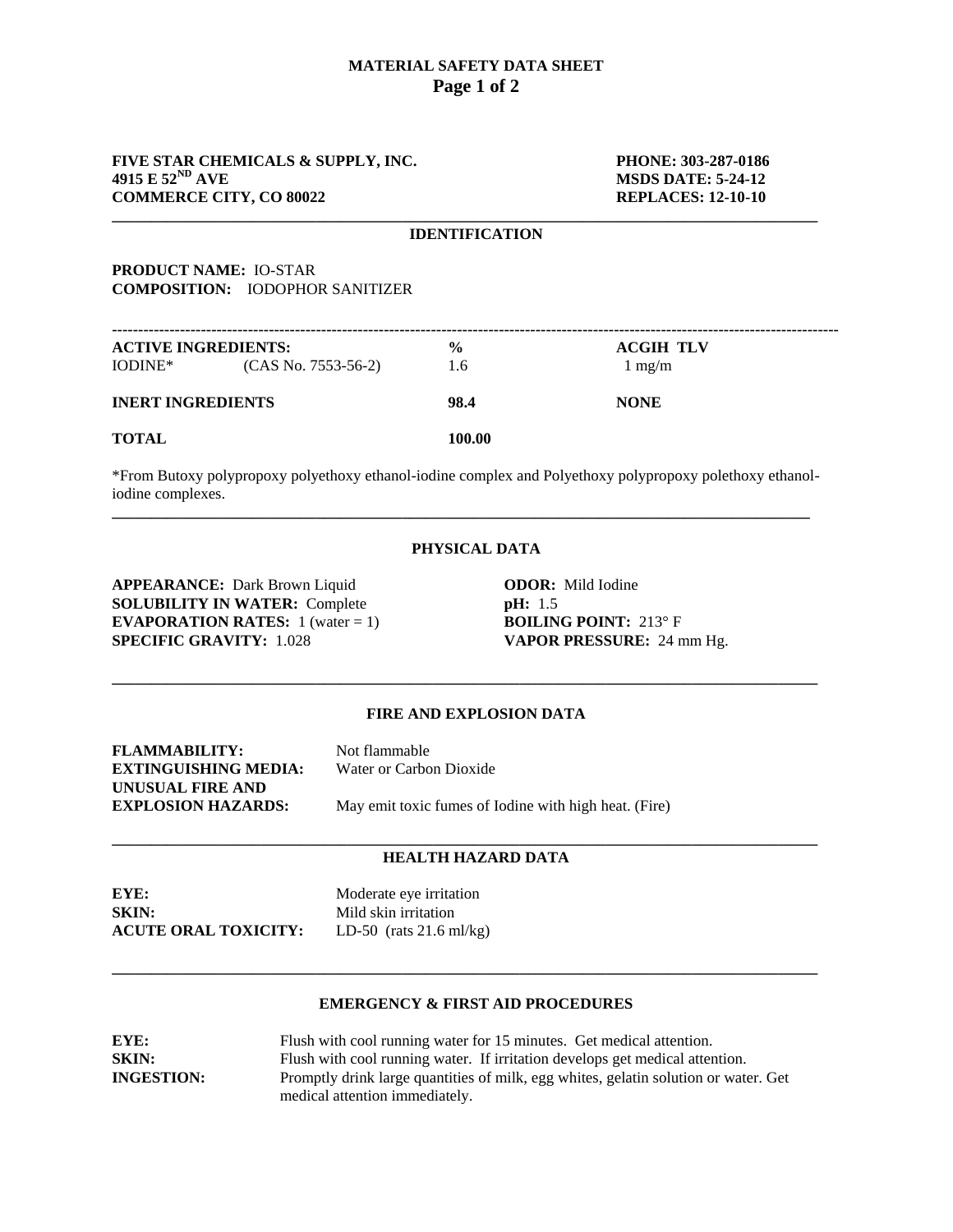# MATERIAL SAFETY DATA SHEET

**FIVE STAR CHEMICALS & SUPPLY, INC.**
**4915 E 52[ND] AVE**
**COMMERCE CITY, CO 80022**

**PHONE: 303-287-0186**
**MSDS DATE: 5-24-12**
**REPLACES: 12-10-10**

## IDENTIFICATION

**PRODUCT NAME:** IO-STAR
**COMPOSITION:** IODOPHOR SANITIZER

| ACTIVE INGREDIENTS: | | % | ACGIH TLV |
|---|---|---|---|
| IODINE* | (CAS No. 7553-56-2) | 1.6 | 1 mg/m |
| **INERT INGREDIENTS** | | **98.4** | **NONE** |
| **TOTAL** | | **100.00** | |

*From Butoxy polypropoxy polyethoxy ethanol-iodine complex and Polyethoxy polypropoxy polethoxy ethanol-iodine complexes.

## PHYSICAL DATA

**APPEARANCE:** Dark Brown Liquid
**SOLUBILITY IN WATER:** Complete
**EVAPORATION RATES:** 1 (water = 1)
**SPECIFIC GRAVITY:** 1.028
**ODOR:** Mild Iodine
**pH:** 1.5
**BOILING POINT:** 213° F
**VAPOR PRESSURE:** 24 mm Hg.

## FIRE AND EXPLOSION DATA

**FLAMMABILITY:** Not flammable
**EXTINGUISHING MEDIA:** Water or Carbon Dioxide
**UNUSUAL FIRE AND EXPLOSION HAZARDS:** May emit toxic fumes of Iodine with high heat. (Fire)

## HEALTH HAZARD DATA

**EYE:** Moderate eye irritation
**SKIN:** Mild skin irritation
**ACUTE ORAL TOXICITY:** LD-50 (rats 21.6 ml/kg)

## EMERGENCY & FIRST AID PROCEDURES

**EYE:** Flush with cool running water for 15 minutes. Get medical attention.
**SKIN:** Flush with cool running water. If irritation develops get medical attention.
**INGESTION:** Promptly drink large quantities of milk, egg whites, gelatin solution or water. Get medical attention immediately.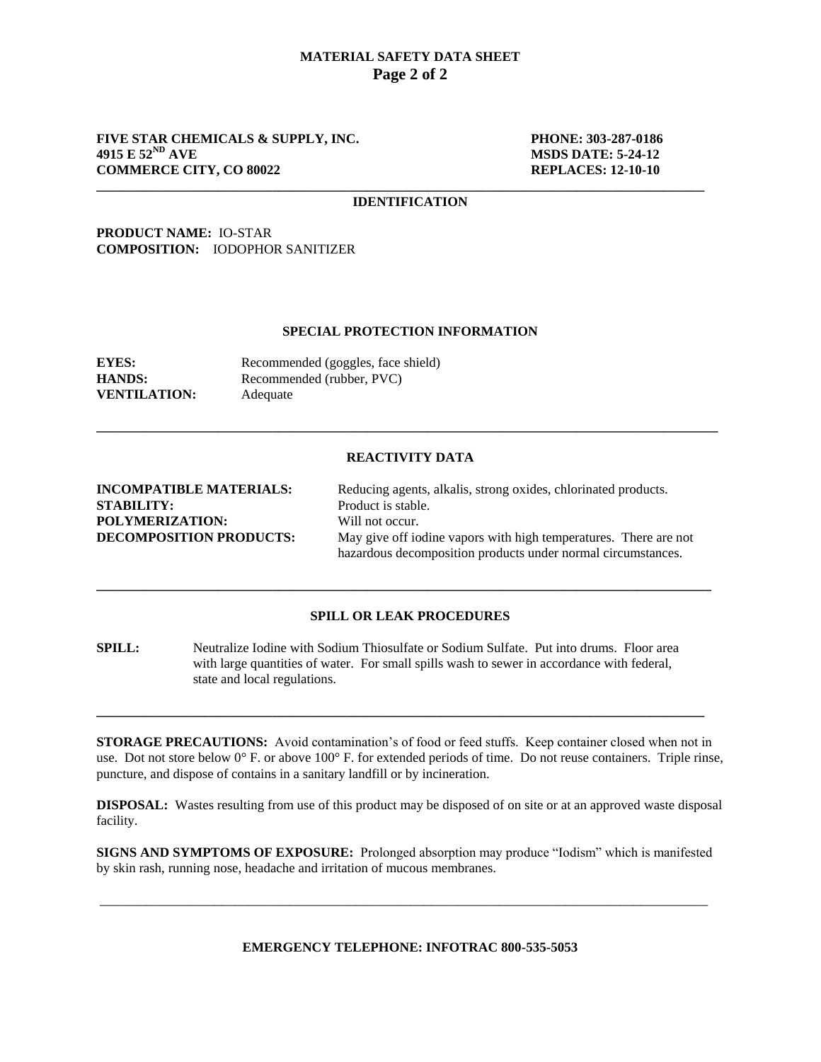# MATERIAL SAFETY DATA SHEET

**FIVE STAR CHEMICALS & SUPPLY, INC.**
**4915 E 52$^{ND}$ AVE**
**COMMERCE CITY, CO 80022**

**PHONE: 303-287-0186**
**MSDS DATE: 5-24-12**
**REPLACES: 12-10-10**

---

## IDENTIFICATION

**PRODUCT NAME:** IO-STAR
**COMPOSITION:** IODOPHOR SANITIZER

## SPECIAL PROTECTION INFORMATION

| | |
|---|---|
| **EYES:** | Recommended (goggles, face shield) |
| **HANDS:** | Recommended (rubber, PVC) |
| **VENTILATION:** | Adequate |

---

## REACTIVITY DATA

| | |
|---|---|
| **INCOMPATIBLE MATERIALS:** | Reducing agents, alkalis, strong oxides, chlorinated products. |
| **STABILITY:** | Product is stable. |
| **POLYMERIZATION:** | Will not occur. |
| **DECOMPOSITION PRODUCTS:** | May give off iodine vapors with high temperatures. There are not hazardous decomposition products under normal circumstances. |

---

## SPILL OR LEAK PROCEDURES

**SPILL:** Neutralize Iodine with Sodium Thiosulfate or Sodium Sulfate. Put into drums. Floor area with large quantities of water. For small spills wash to sewer in accordance with federal, state and local regulations.

---

**STORAGE PRECAUTIONS:** Avoid contamination's of food or feed stuffs. Keep container closed when not in use. Dot not store below 0° F. or above 100° F. for extended periods of time. Do not reuse containers. Triple rinse, puncture, and dispose of contains in a sanitary landfill or by incineration.

**DISPOSAL:** Wastes resulting from use of this product may be disposed of on site or at an approved waste disposal facility.

**SIGNS AND SYMPTOMS OF EXPOSURE:** Prolonged absorption may produce "Iodism" which is manifested by skin rash, running nose, headache and irritation of mucous membranes.

---

**EMERGENCY TELEPHONE: INFOTRAC 800-535-5053**